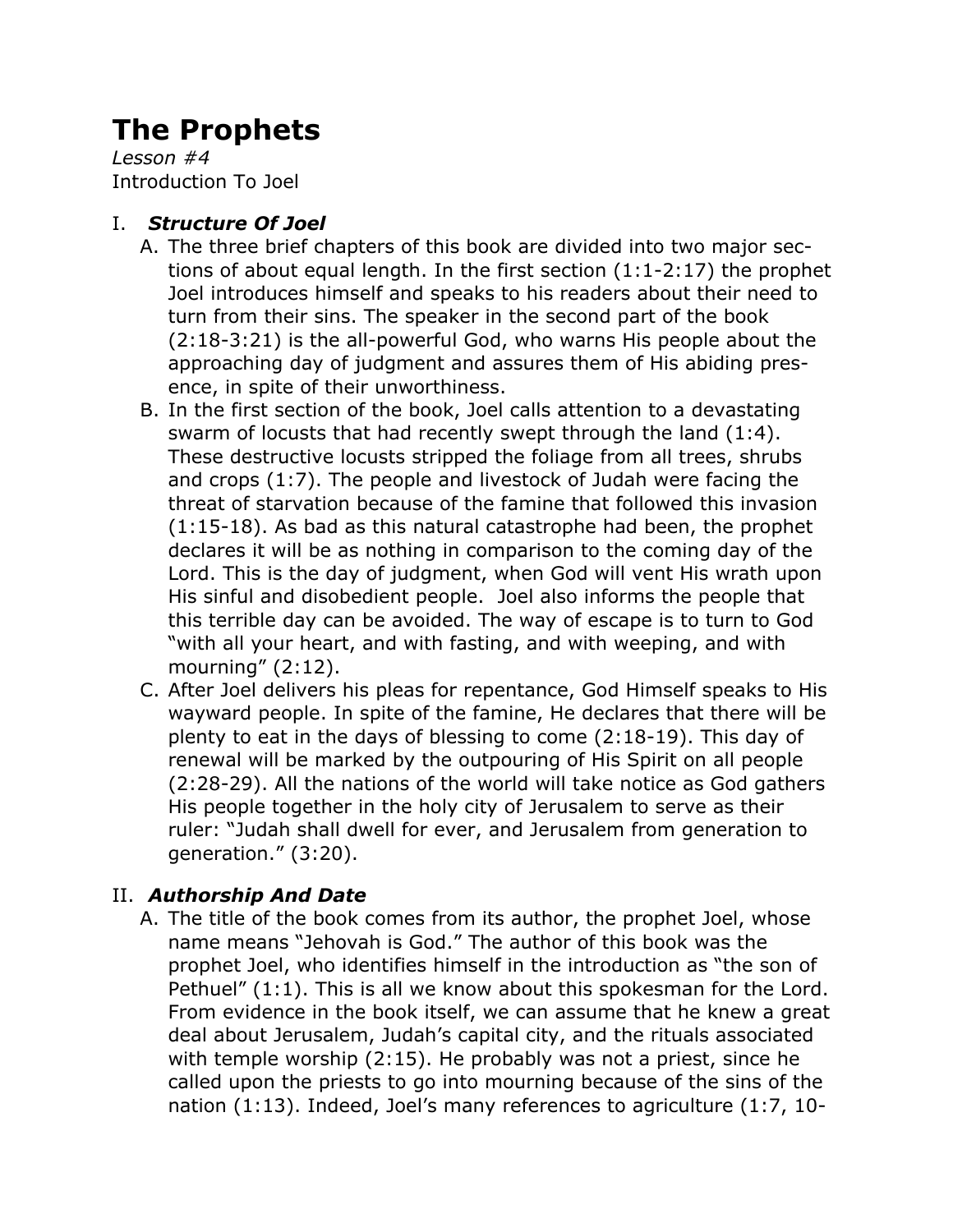# The Prophets

*Lesson #4*
Introduction To Joel

I. ***Structure Of Joel***

A. The three brief chapters of this book are divided into two major sections of about equal length. In the first section (1:1-2:17) the prophet Joel introduces himself and speaks to his readers about their need to turn from their sins. The speaker in the second part of the book (2:18-3:21) is the all-powerful God, who warns His people about the approaching day of judgment and assures them of His abiding presence, in spite of their unworthiness.

B. In the first section of the book, Joel calls attention to a devastating swarm of locusts that had recently swept through the land (1:4). These destructive locusts stripped the foliage from all trees, shrubs and crops (1:7). The people and livestock of Judah were facing the threat of starvation because of the famine that followed this invasion (1:15-18). As bad as this natural catastrophe had been, the prophet declares it will be as nothing in comparison to the coming day of the Lord. This is the day of judgment, when God will vent His wrath upon His sinful and disobedient people. Joel also informs the people that this terrible day can be avoided. The way of escape is to turn to God "with all your heart, and with fasting, and with weeping, and with mourning" (2:12).

C. After Joel delivers his pleas for repentance, God Himself speaks to His wayward people. In spite of the famine, He declares that there will be plenty to eat in the days of blessing to come (2:18-19). This day of renewal will be marked by the outpouring of His Spirit on all people (2:28-29). All the nations of the world will take notice as God gathers His people together in the holy city of Jerusalem to serve as their ruler: "Judah shall dwell for ever, and Jerusalem from generation to generation." (3:20).

II. ***Authorship And Date***

A. The title of the book comes from its author, the prophet Joel, whose name means "Jehovah is God." The author of this book was the prophet Joel, who identifies himself in the introduction as "the son of Pethuel" (1:1). This is all we know about this spokesman for the Lord. From evidence in the book itself, we can assume that he knew a great deal about Jerusalem, Judah's capital city, and the rituals associated with temple worship (2:15). He probably was not a priest, since he called upon the priests to go into mourning because of the sins of the nation (1:13). Indeed, Joel's many references to agriculture (1:7, 10-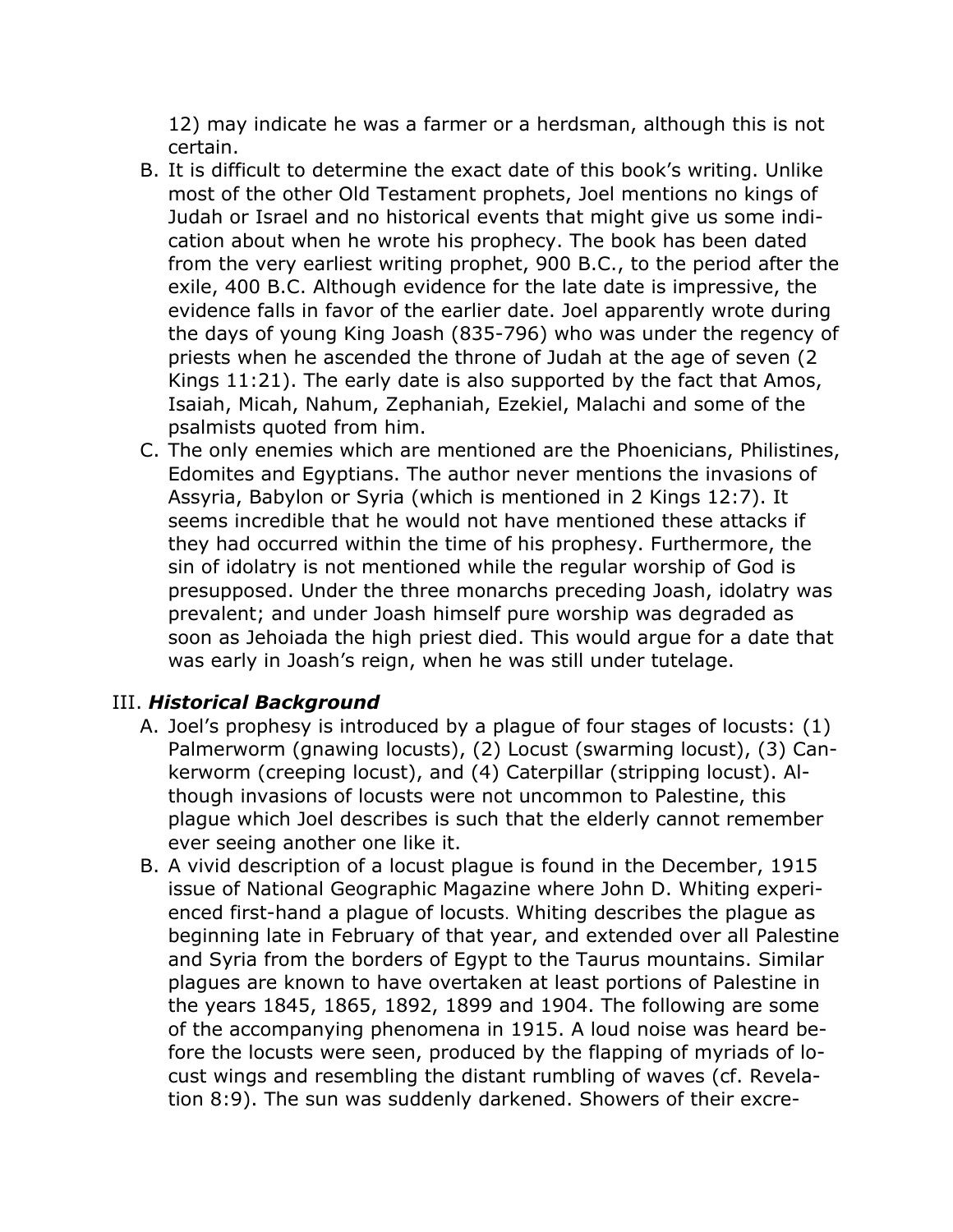12) may indicate he was a farmer or a herdsman, although this is not certain.

B. It is difficult to determine the exact date of this book's writing. Unlike most of the other Old Testament prophets, Joel mentions no kings of Judah or Israel and no historical events that might give us some indication about when he wrote his prophecy. The book has been dated from the very earliest writing prophet, 900 B.C., to the period after the exile, 400 B.C. Although evidence for the late date is impressive, the evidence falls in favor of the earlier date. Joel apparently wrote during the days of young King Joash (835-796) who was under the regency of priests when he ascended the throne of Judah at the age of seven (2 Kings 11:21). The early date is also supported by the fact that Amos, Isaiah, Micah, Nahum, Zephaniah, Ezekiel, Malachi and some of the psalmists quoted from him.

C. The only enemies which are mentioned are the Phoenicians, Philistines, Edomites and Egyptians. The author never mentions the invasions of Assyria, Babylon or Syria (which is mentioned in 2 Kings 12:7). It seems incredible that he would not have mentioned these attacks if they had occurred within the time of his prophesy. Furthermore, the sin of idolatry is not mentioned while the regular worship of God is presupposed. Under the three monarchs preceding Joash, idolatry was prevalent; and under Joash himself pure worship was degraded as soon as Jehoiada the high priest died. This would argue for a date that was early in Joash's reign, when he was still under tutelage.

## III. ***Historical Background***

A. Joel's prophesy is introduced by a plague of four stages of locusts: (1) Palmerworm (gnawing locusts), (2) Locust (swarming locust), (3) Cankerworm (creeping locust), and (4) Caterpillar (stripping locust). Although invasions of locusts were not uncommon to Palestine, this plague which Joel describes is such that the elderly cannot remember ever seeing another one like it.

B. A vivid description of a locust plague is found in the December, 1915 issue of National Geographic Magazine where John D. Whiting experienced first-hand a plague of locusts. Whiting describes the plague as beginning late in February of that year, and extended over all Palestine and Syria from the borders of Egypt to the Taurus mountains. Similar plagues are known to have overtaken at least portions of Palestine in the years 1845, 1865, 1892, 1899 and 1904. The following are some of the accompanying phenomena in 1915. A loud noise was heard before the locusts were seen, produced by the flapping of myriads of locust wings and resembling the distant rumbling of waves (cf. Revelation 8:9). The sun was suddenly darkened. Showers of their excre-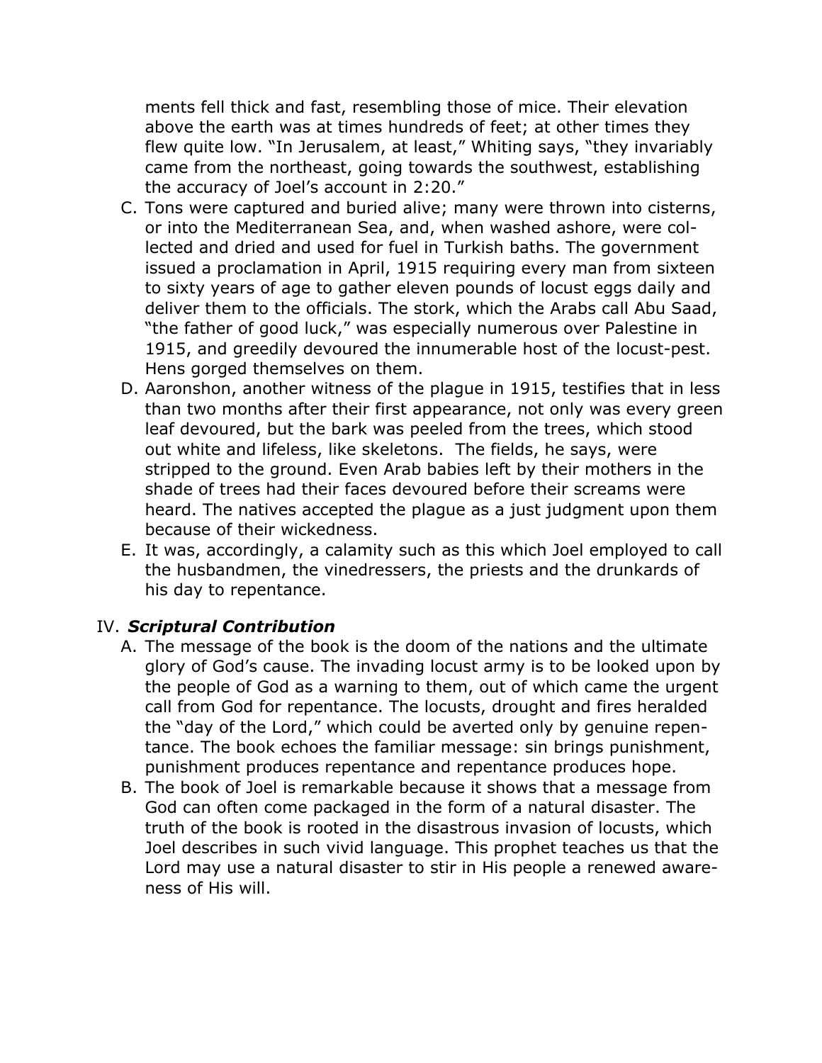ments fell thick and fast, resembling those of mice. Their elevation above the earth was at times hundreds of feet; at other times they flew quite low. "In Jerusalem, at least," Whiting says, "they invariably came from the northeast, going towards the southwest, establishing the accuracy of Joel's account in 2:20."

C. Tons were captured and buried alive; many were thrown into cisterns, or into the Mediterranean Sea, and, when washed ashore, were collected and dried and used for fuel in Turkish baths. The government issued a proclamation in April, 1915 requiring every man from sixteen to sixty years of age to gather eleven pounds of locust eggs daily and deliver them to the officials. The stork, which the Arabs call Abu Saad, "the father of good luck," was especially numerous over Palestine in 1915, and greedily devoured the innumerable host of the locust-pest. Hens gorged themselves on them.
D. Aaronshon, another witness of the plague in 1915, testifies that in less than two months after their first appearance, not only was every green leaf devoured, but the bark was peeled from the trees, which stood out white and lifeless, like skeletons. The fields, he says, were stripped to the ground. Even Arab babies left by their mothers in the shade of trees had their faces devoured before their screams were heard. The natives accepted the plague as a just judgment upon them because of their wickedness.
E. It was, accordingly, a calamity such as this which Joel employed to call the husbandmen, the vinedressers, the priests and the drunkards of his day to repentance.

## IV. ***Scriptural Contribution***

A. The message of the book is the doom of the nations and the ultimate glory of God's cause. The invading locust army is to be looked upon by the people of God as a warning to them, out of which came the urgent call from God for repentance. The locusts, drought and fires heralded the "day of the Lord," which could be averted only by genuine repentance. The book echoes the familiar message: sin brings punishment, punishment produces repentance and repentance produces hope.
B. The book of Joel is remarkable because it shows that a message from God can often come packaged in the form of a natural disaster. The truth of the book is rooted in the disastrous invasion of locusts, which Joel describes in such vivid language. This prophet teaches us that the Lord may use a natural disaster to stir in His people a renewed awareness of His will.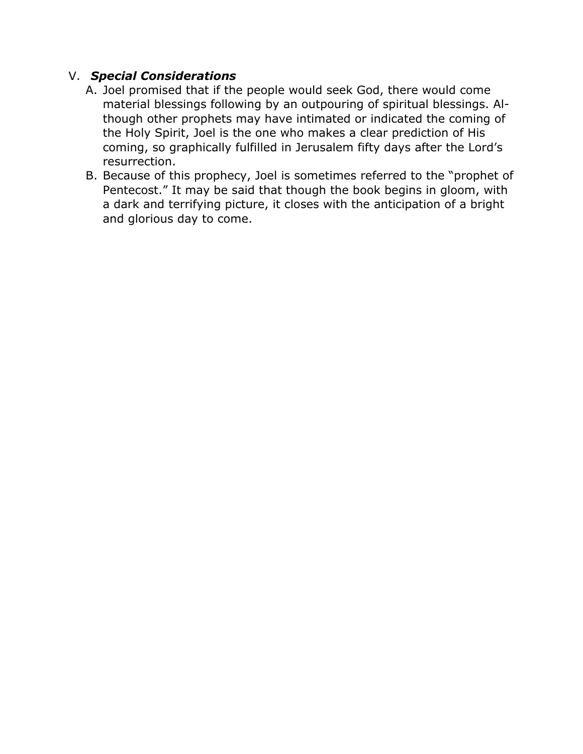V. ***Special Considerations***

A. Joel promised that if the people would seek God, there would come material blessings following by an outpouring of spiritual blessings. Although other prophets may have intimated or indicated the coming of the Holy Spirit, Joel is the one who makes a clear prediction of His coming, so graphically fulfilled in Jerusalem fifty days after the Lord's resurrection.

B. Because of this prophecy, Joel is sometimes referred to the "prophet of Pentecost." It may be said that though the book begins in gloom, with a dark and terrifying picture, it closes with the anticipation of a bright and glorious day to come.